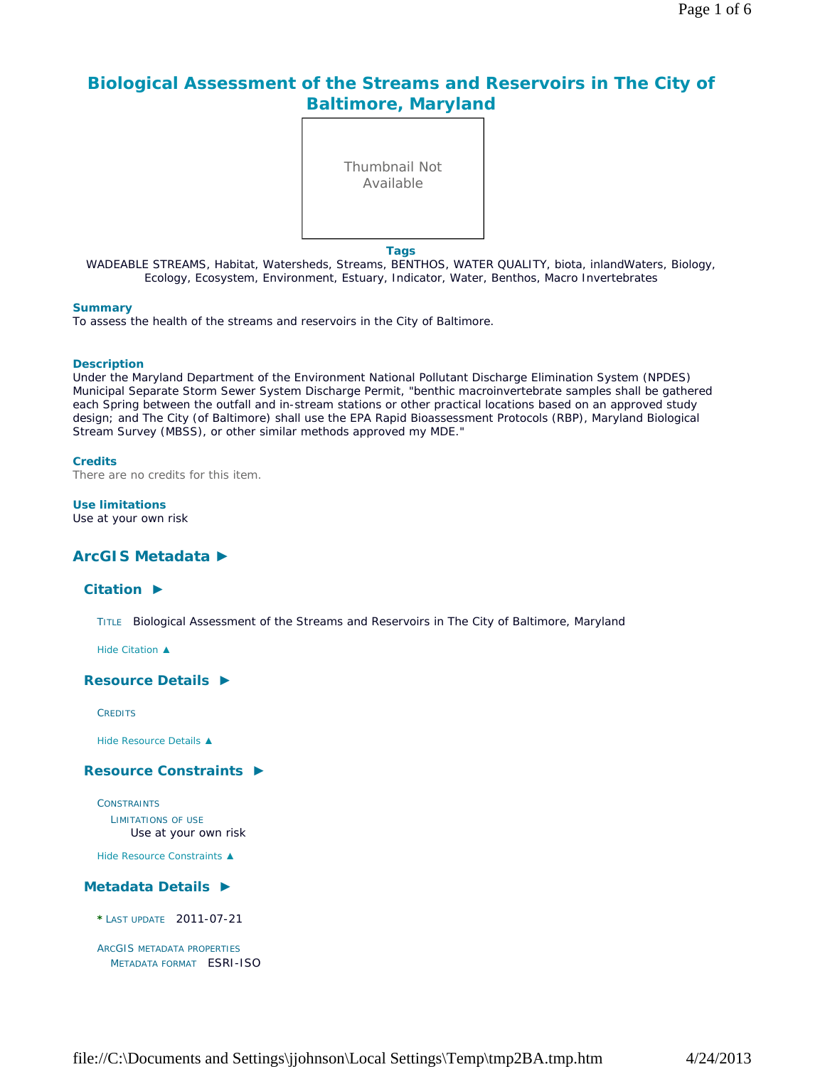# Biological Assessment of the Streams and Reservoirs in The City of Baltimore, Maryland

Thumbnail Not Available

**Tags**

WADEABLE STREAMS, Habitat, Watersheds, Streams, BENTHOS, WATER QUALITY, biota, inlandWaters, Biology, Ecology, Ecosystem, Environment, Estuary, Indicator, Water, Benthos, Macro Invertebrates

**Summary**

To assess the health of the streams and reservoirs in the City of Baltimore.

**Description**

Under the Maryland Department of the Environment National Pollutant Discharge Elimination System (NPDES) Municipal Separate Storm Sewer System Discharge Permit, "benthic macroinvertebrate samples shall be gathered each Spring between the outfall and in-stream stations or other practical locations based on an approved study design; and The City (of Baltimore) shall use the EPA Rapid Bioassessment Protocols (RBP), Maryland Biological Stream Survey (MBSS), or other similar methods approved my MDE."

**Credits**

There are no credits for this item.

**Use limitations**

Use at your own risk

## ArcGIS Metadata ►

### Citation ►

TITLE Biological Assessment of the Streams and Reservoirs in The City of Baltimore, Maryland

Hide Citation ▲

### Resource Details ►

CREDITS

Hide Resource Details ▲

### Resource Constraints ►

CONSTRAINTS

LIMITATIONS OF USE

Use at your own risk

Hide Resource Constraints ▲

### Metadata Details ►

* LAST UPDATE 2011-07-21

ARCGIS METADATA PROPERTIES

METADATA FORMAT ESRI-ISO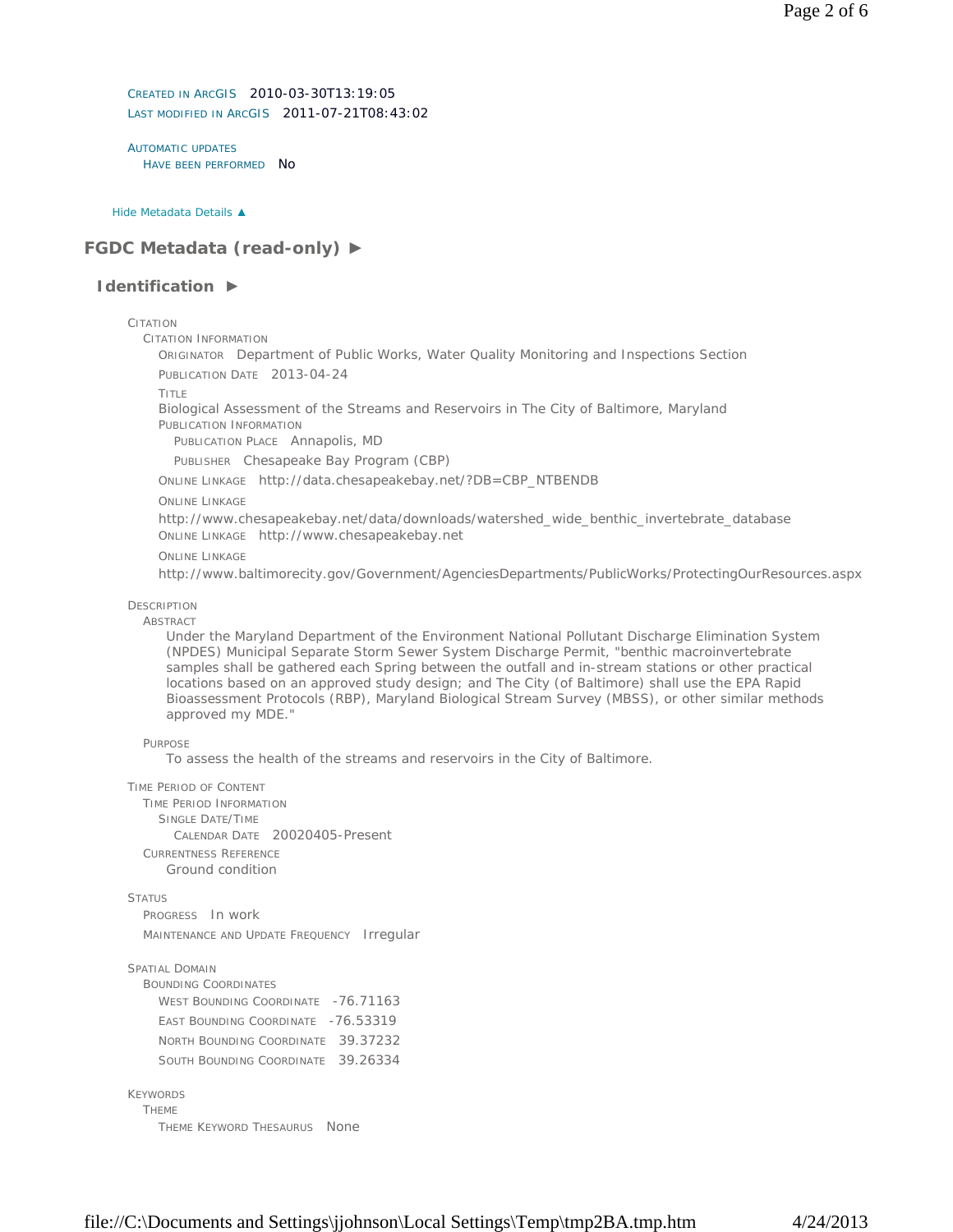CREATED IN ARCGIS 2010-03-30T13:19:05
LAST MODIFIED IN ARCGIS 2011-07-21T08:43:02

AUTOMATIC UPDATES
HAVE BEEN PERFORMED No

Hide Metadata Details ▲

## FGDC Metadata (read-only) ►

### Identification ►

CITATION
CITATION INFORMATION
ORIGINATOR Department of Public Works, Water Quality Monitoring and Inspections Section
PUBLICATION DATE 2013-04-24
TITLE
Biological Assessment of the Streams and Reservoirs in The City of Baltimore, Maryland
PUBLICATION INFORMATION
PUBLICATION PLACE Annapolis, MD
PUBLISHER Chesapeake Bay Program (CBP)
ONLINE LINKAGE http://data.chesapeakebay.net/?DB=CBP_NTBENDB
ONLINE LINKAGE
http://www.chesapeakebay.net/data/downloads/watershed_wide_benthic_invertebrate_database
ONLINE LINKAGE http://www.chesapeakebay.net
ONLINE LINKAGE
http://www.baltimorecity.gov/Government/AgenciesDepartments/PublicWorks/ProtectingOurResources.aspx

DESCRIPTION
ABSTRACT
Under the Maryland Department of the Environment National Pollutant Discharge Elimination System (NPDES) Municipal Separate Storm Sewer System Discharge Permit, "benthic macroinvertebrate samples shall be gathered each Spring between the outfall and in-stream stations or other practical locations based on an approved study design; and The City (of Baltimore) shall use the EPA Rapid Bioassessment Protocols (RBP), Maryland Biological Stream Survey (MBSS), or other similar methods approved my MDE."

PURPOSE
To assess the health of the streams and reservoirs in the City of Baltimore.

TIME PERIOD OF CONTENT
TIME PERIOD INFORMATION
SINGLE DATE/TIME
CALENDAR DATE 20020405-Present
CURRENTNESS REFERENCE
Ground condition

STATUS
PROGRESS In work
MAINTENANCE AND UPDATE FREQUENCY Irregular

SPATIAL DOMAIN
BOUNDING COORDINATES
WEST BOUNDING COORDINATE -76.71163
EAST BOUNDING COORDINATE -76.53319
NORTH BOUNDING COORDINATE 39.37232
SOUTH BOUNDING COORDINATE 39.26334

KEYWORDS
THEME
THEME KEYWORD THESAURUS None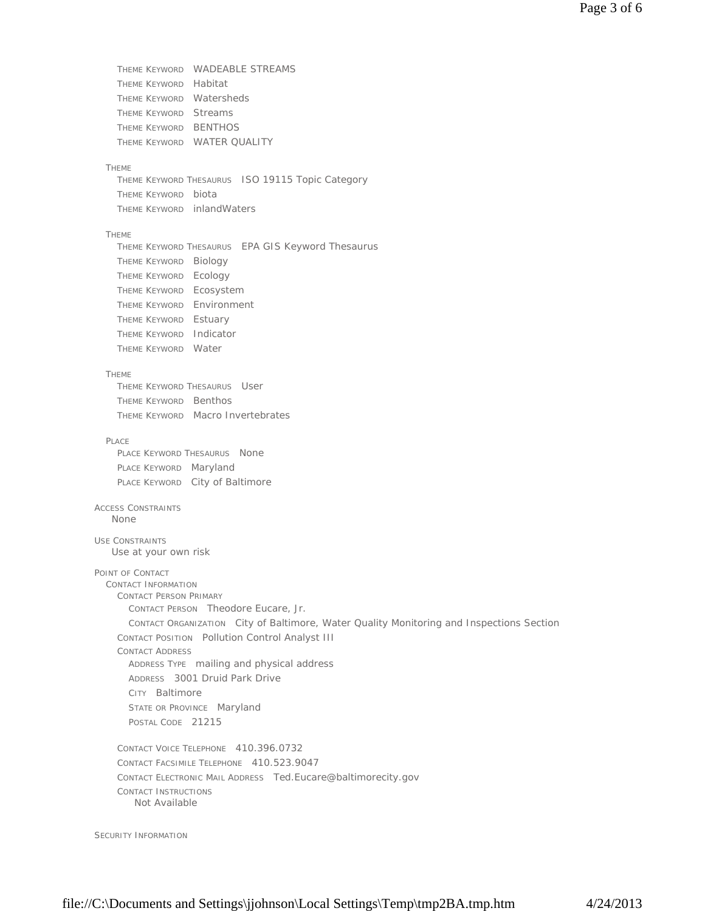THEME KEYWORD WADEABLE STREAMS
THEME KEYWORD Habitat
THEME KEYWORD Watersheds
THEME KEYWORD Streams
THEME KEYWORD BENTHOS
THEME KEYWORD WATER QUALITY

THEME
THEME KEYWORD THESAURUS ISO 19115 Topic Category
THEME KEYWORD biota
THEME KEYWORD inlandWaters

THEME
THEME KEYWORD THESAURUS EPA GIS Keyword Thesaurus
THEME KEYWORD Biology
THEME KEYWORD Ecology
THEME KEYWORD Ecosystem
THEME KEYWORD Environment
THEME KEYWORD Estuary
THEME KEYWORD Indicator
THEME KEYWORD Water

THEME
THEME KEYWORD THESAURUS User
THEME KEYWORD Benthos
THEME KEYWORD Macro Invertebrates

PLACE
PLACE KEYWORD THESAURUS None
PLACE KEYWORD Maryland
PLACE KEYWORD City of Baltimore

ACCESS CONSTRAINTS
None

USE CONSTRAINTS
Use at your own risk

POINT OF CONTACT
CONTACT INFORMATION
CONTACT PERSON PRIMARY
CONTACT PERSON Theodore Eucare, Jr.
CONTACT ORGANIZATION City of Baltimore, Water Quality Monitoring and Inspections Section
CONTACT POSITION Pollution Control Analyst III
CONTACT ADDRESS
ADDRESS TYPE mailing and physical address
ADDRESS 3001 Druid Park Drive
CITY Baltimore
STATE OR PROVINCE Maryland
POSTAL CODE 21215

CONTACT VOICE TELEPHONE 410.396.0732
CONTACT FACSIMILE TELEPHONE 410.523.9047
CONTACT ELECTRONIC MAIL ADDRESS Ted.Eucare@baltimorecity.gov
CONTACT INSTRUCTIONS
Not Available

SECURITY INFORMATION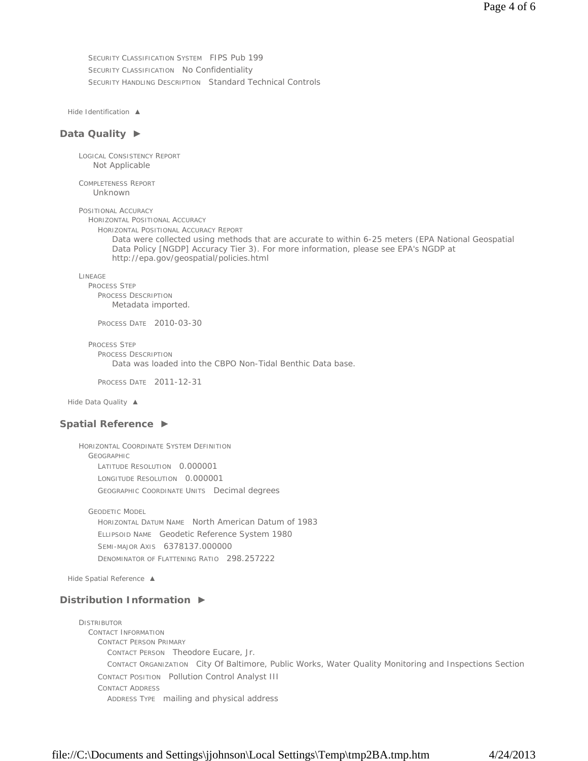SECURITY CLASSIFICATION SYSTEM FIPS Pub 199
SECURITY CLASSIFICATION No Confidentiality
SECURITY HANDLING DESCRIPTION Standard Technical Controls

Hide Identification ▲

## Data Quality ►

LOGICAL CONSISTENCY REPORT
Not Applicable

COMPLETENESS REPORT
Unknown

POSITIONAL ACCURACY
HORIZONTAL POSITIONAL ACCURACY
HORIZONTAL POSITIONAL ACCURACY REPORT
Data were collected using methods that are accurate to within 6-25 meters (EPA National Geospatial Data Policy [NGDP] Accuracy Tier 3). For more information, please see EPA's NGDP at http://epa.gov/geospatial/policies.html

LINEAGE
PROCESS STEP
PROCESS DESCRIPTION
Metadata imported.

PROCESS DATE 2010-03-30

PROCESS STEP
PROCESS DESCRIPTION
Data was loaded into the CBPO Non-Tidal Benthic Data base.

PROCESS DATE 2011-12-31

Hide Data Quality ▲

## Spatial Reference ►

HORIZONTAL COORDINATE SYSTEM DEFINITION
GEOGRAPHIC
LATITUDE RESOLUTION 0.000001
LONGITUDE RESOLUTION 0.000001
GEOGRAPHIC COORDINATE UNITS Decimal degrees

GEODETIC MODEL
HORIZONTAL DATUM NAME North American Datum of 1983
ELLIPSOID NAME Geodetic Reference System 1980
SEMI-MAJOR AXIS 6378137.000000
DENOMINATOR OF FLATTENING RATIO 298.257222

Hide Spatial Reference ▲

## Distribution Information ►

DISTRIBUTOR
CONTACT INFORMATION
CONTACT PERSON PRIMARY
CONTACT PERSON Theodore Eucare, Jr.
CONTACT ORGANIZATION City Of Baltimore, Public Works, Water Quality Monitoring and Inspections Section
CONTACT POSITION Pollution Control Analyst III
CONTACT ADDRESS
ADDRESS TYPE mailing and physical address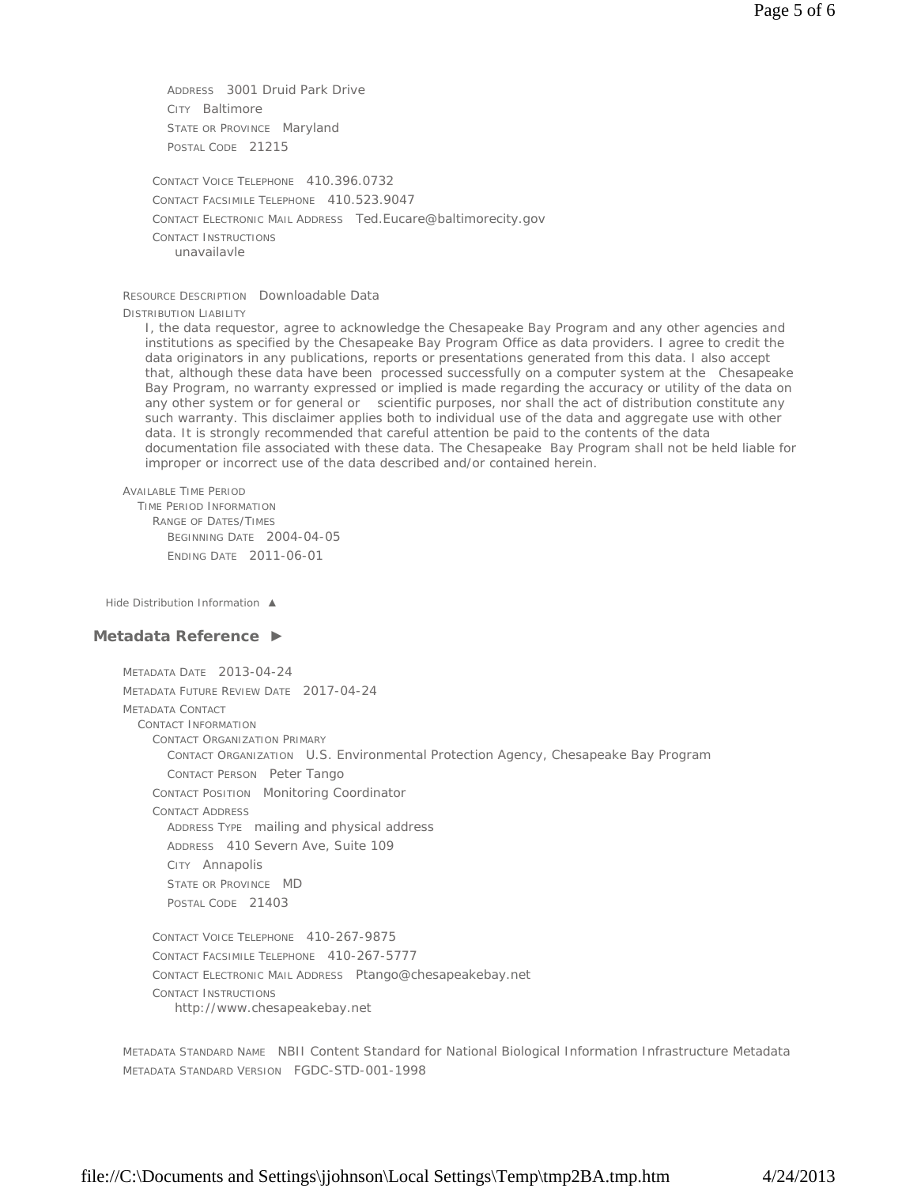ADDRESS 3001 Druid Park Drive
CITY Baltimore
STATE OR PROVINCE Maryland
POSTAL CODE 21215

CONTACT VOICE TELEPHONE 410.396.0732
CONTACT FACSIMILE TELEPHONE 410.523.9047
CONTACT ELECTRONIC MAIL ADDRESS Ted.Eucare@baltimorecity.gov
CONTACT INSTRUCTIONS
unavailavle

RESOURCE DESCRIPTION Downloadable Data
DISTRIBUTION LIABILITY
I, the data requestor, agree to acknowledge the Chesapeake Bay Program and any other agencies and institutions as specified by the Chesapeake Bay Program Office as data providers. I agree to credit the data originators in any publications, reports or presentations generated from this data. I also accept that, although these data have been processed successfully on a computer system at the Chesapeake Bay Program, no warranty expressed or implied is made regarding the accuracy or utility of the data on any other system or for general or scientific purposes, nor shall the act of distribution constitute any such warranty. This disclaimer applies both to individual use of the data and aggregate use with other data. It is strongly recommended that careful attention be paid to the contents of the data documentation file associated with these data. The Chesapeake Bay Program shall not be held liable for improper or incorrect use of the data described and/or contained herein.

AVAILABLE TIME PERIOD
TIME PERIOD INFORMATION
RANGE OF DATES/TIMES
BEGINNING DATE 2004-04-05
ENDING DATE 2011-06-01

Hide Distribution Information ▲

## Metadata Reference ►

METADATA DATE 2013-04-24
METADATA FUTURE REVIEW DATE 2017-04-24
METADATA CONTACT
CONTACT INFORMATION
CONTACT ORGANIZATION PRIMARY
CONTACT ORGANIZATION U.S. Environmental Protection Agency, Chesapeake Bay Program
CONTACT PERSON Peter Tango
CONTACT POSITION Monitoring Coordinator
CONTACT ADDRESS
ADDRESS TYPE mailing and physical address
ADDRESS 410 Severn Ave, Suite 109
CITY Annapolis
STATE OR PROVINCE MD
POSTAL CODE 21403

CONTACT VOICE TELEPHONE 410-267-9875
CONTACT FACSIMILE TELEPHONE 410-267-5777
CONTACT ELECTRONIC MAIL ADDRESS Ptango@chesapeakebay.net
CONTACT INSTRUCTIONS
http://www.chesapeakebay.net

METADATA STANDARD NAME NBII Content Standard for National Biological Information Infrastructure Metadata
METADATA STANDARD VERSION FGDC-STD-001-1998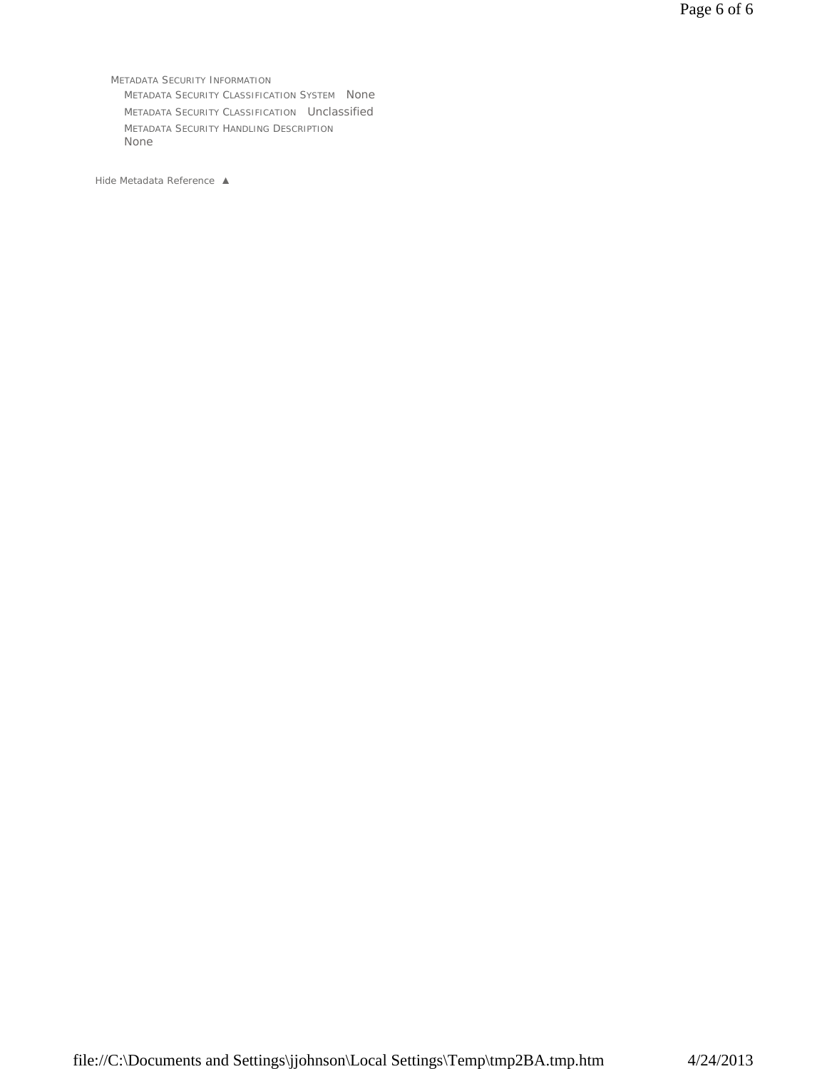Metadata Security Information

Metadata Security Classification System None

Metadata Security Classification Unclassified

Metadata Security Handling Description

None

Hide Metadata Reference ▲